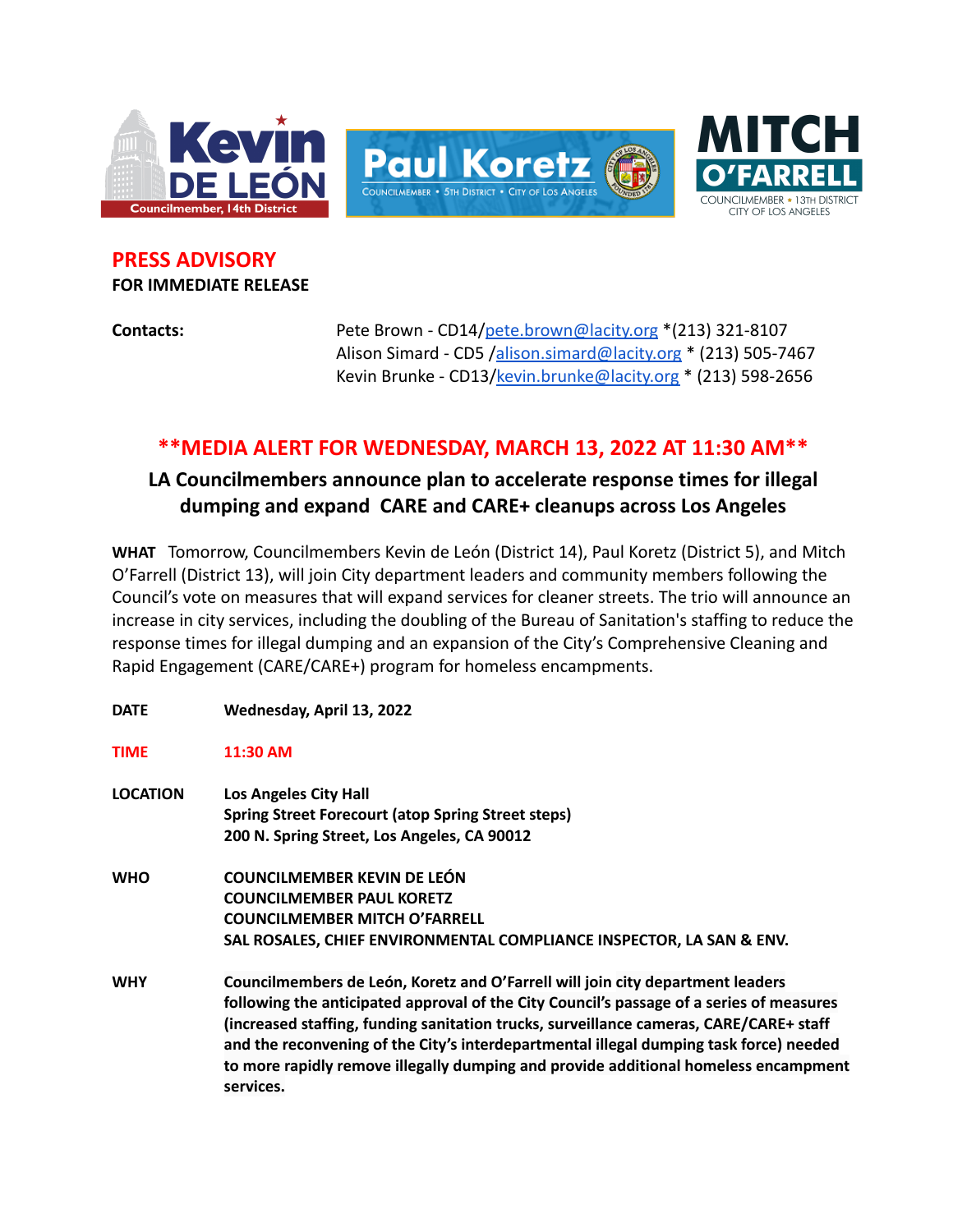Kevin DE LEÓN
Councilmember, 14th District

Paul Koretz
Councilmember • 5th District • City of Los Angeles

MITCH O'FARRELL
Councilmember • 13th District
City of Los Angeles

## PRESS ADVISORY

**FOR IMMEDIATE RELEASE**

**Contacts:**

Pete Brown - CD14/pete.brown@lacity.org *(213) 321-8107
Alison Simard - CD5 /alison.simard@lacity.org * (213) 505-7467
Kevin Brunke - CD13/kevin.brunke@lacity.org * (213) 598-2656

## **MEDIA ALERT FOR WEDNESDAY, MARCH 13, 2022 AT 11:30 AM**

### LA Councilmembers announce plan to accelerate response times for illegal dumping and expand CARE and CARE+ cleanups across Los Angeles

**WHAT** Tomorrow, Councilmembers Kevin de León (District 14), Paul Koretz (District 5), and Mitch O'Farrell (District 13), will join City department leaders and community members following the Council's vote on measures that will expand services for cleaner streets. The trio will announce an increase in city services, including the doubling of the Bureau of Sanitation's staffing to reduce the response times for illegal dumping and an expansion of the City's Comprehensive Cleaning and Rapid Engagement (CARE/CARE+) program for homeless encampments.

**DATE** **Wednesday, April 13, 2022**

**TIME** **11:30 AM**

**LOCATION** **Los Angeles City Hall**
**Spring Street Forecourt (atop Spring Street steps)**
**200 N. Spring Street, Los Angeles, CA 90012**

**WHO** **COUNCILMEMBER KEVIN DE LEÓN**
**COUNCILMEMBER PAUL KORETZ**
**COUNCILMEMBER MITCH O'FARRELL**
**SAL ROSALES, CHIEF ENVIRONMENTAL COMPLIANCE INSPECTOR, LA SAN & ENV.**

**WHY** **Councilmembers de León, Koretz and O'Farrell will join city department leaders following the anticipated approval of the City Council's passage of a series of measures (increased staffing, funding sanitation trucks, surveillance cameras, CARE/CARE+ staff and the reconvening of the City's interdepartmental illegal dumping task force) needed to more rapidly remove illegally dumping and provide additional homeless encampment services.**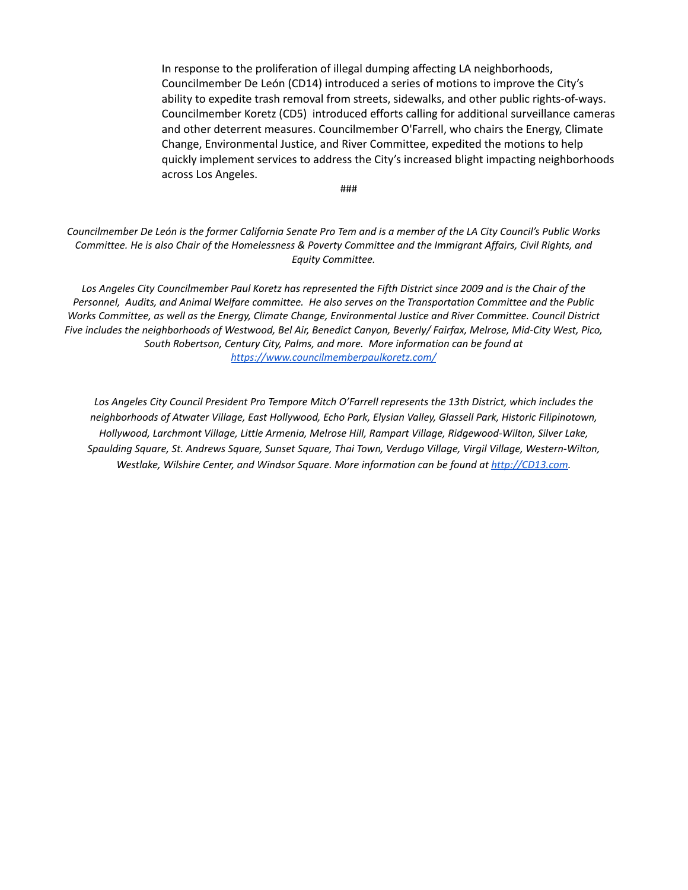In response to the proliferation of illegal dumping affecting LA neighborhoods, Councilmember De León (CD14) introduced a series of motions to improve the City's ability to expedite trash removal from streets, sidewalks, and other public rights-of-ways. Councilmember Koretz (CD5) introduced efforts calling for additional surveillance cameras and other deterrent measures. Councilmember O'Farrell, who chairs the Energy, Climate Change, Environmental Justice, and River Committee, expedited the motions to help quickly implement services to address the City's increased blight impacting neighborhoods across Los Angeles.

###

*Councilmember De León is the former California Senate Pro Tem and is a member of the LA City Council's Public Works Committee. He is also Chair of the Homelessness & Poverty Committee and the Immigrant Affairs, Civil Rights, and Equity Committee.*

*Los Angeles City Councilmember Paul Koretz has represented the Fifth District since 2009 and is the Chair of the Personnel, Audits, and Animal Welfare committee. He also serves on the Transportation Committee and the Public Works Committee, as well as the Energy, Climate Change, Environmental Justice and River Committee. Council District Five includes the neighborhoods of Westwood, Bel Air, Benedict Canyon, Beverly/ Fairfax, Melrose, Mid-City West, Pico, South Robertson, Century City, Palms, and more. More information can be found at [https://www.councilmemberpaulkoretz.com/](https://www.councilmemberpaulkoretz.com/)*

*Los Angeles City Council President Pro Tempore Mitch O'Farrell represents the 13th District, which includes the neighborhoods of Atwater Village, East Hollywood, Echo Park, Elysian Valley, Glassell Park, Historic Filipinotown, Hollywood, Larchmont Village, Little Armenia, Melrose Hill, Rampart Village, Ridgewood-Wilton, Silver Lake, Spaulding Square, St. Andrews Square, Sunset Square, Thai Town, Verdugo Village, Virgil Village, Western-Wilton, Westlake, Wilshire Center, and Windsor Square. More information can be found at [http://CD13.com](http://CD13.com).*